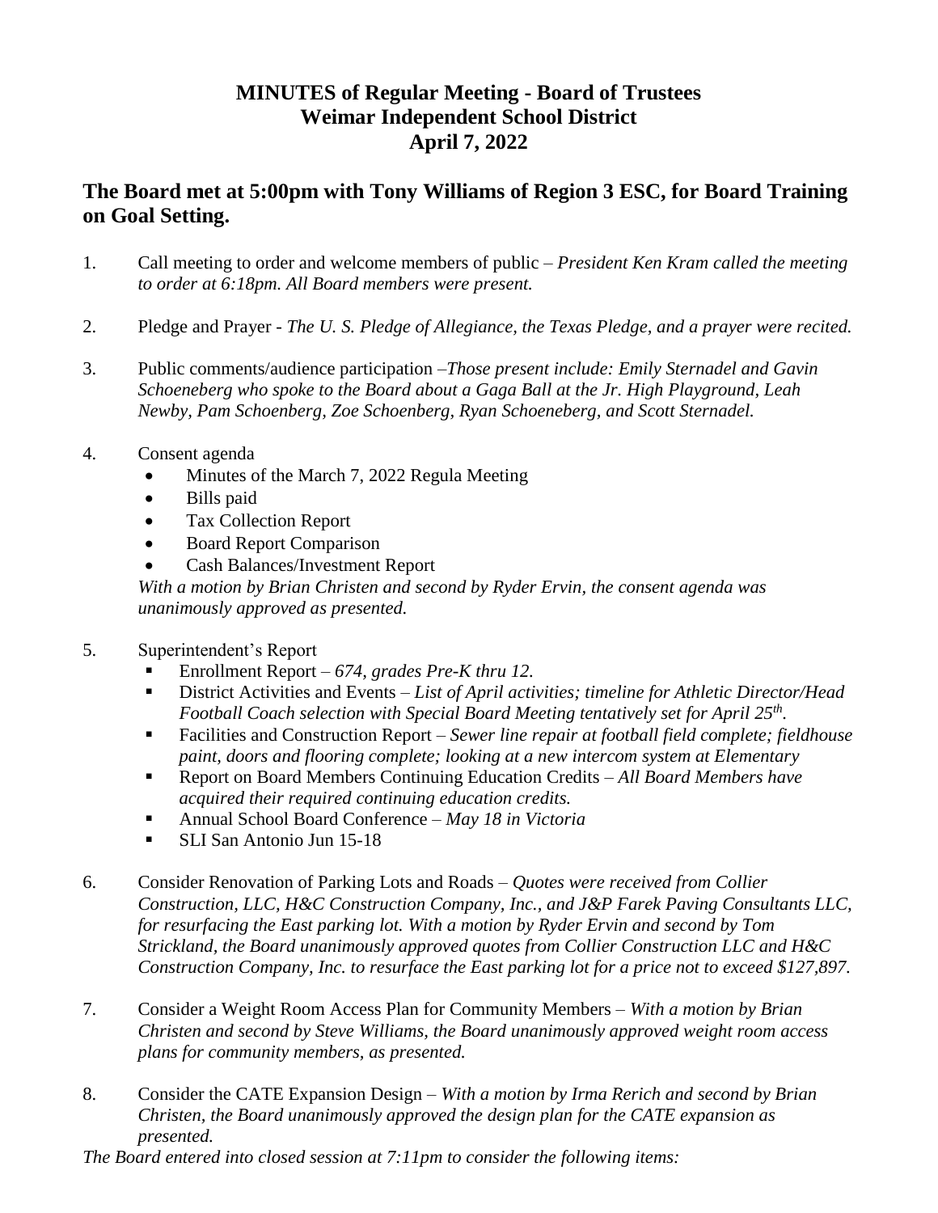# MINUTES of Regular Meeting - Board of Trustees
# Weimar Independent School District
# April 7, 2022

## The Board met at 5:00pm with Tony Williams of Region 3 ESC, for Board Training on Goal Setting.

1. Call meeting to order and welcome members of public – *President Ken Kram called the meeting to order at 6:18pm. All Board members were present.*

2. Pledge and Prayer - *The U. S. Pledge of Allegiance, the Texas Pledge, and a prayer were recited.*

3. Public comments/audience participation –*Those present include: Emily Sternadel and Gavin Schoeneberg who spoke to the Board about a Gaga Ball at the Jr. High Playground, Leah Newby, Pam Schoenberg, Zoe Schoenberg, Ryan Schoeneberg, and Scott Sternadel.*

4. Consent agenda
   - Minutes of the March 7, 2022 Regula Meeting
   - Bills paid
   - Tax Collection Report
   - Board Report Comparison
   - Cash Balances/Investment Report

   *With a motion by Brian Christen and second by Ryder Ervin, the consent agenda was unanimously approved as presented.*

5. Superintendent's Report
   - Enrollment Report – *674, grades Pre-K thru 12.*
   - District Activities and Events – *List of April activities; timeline for Athletic Director/Head Football Coach selection with Special Board Meeting tentatively set for April 25th.*
   - Facilities and Construction Report – *Sewer line repair at football field complete; fieldhouse paint, doors and flooring complete; looking at a new intercom system at Elementary*
   - Report on Board Members Continuing Education Credits – *All Board Members have acquired their required continuing education credits.*
   - Annual School Board Conference – *May 18 in Victoria*
   - SLI San Antonio Jun 15-18

6. Consider Renovation of Parking Lots and Roads – *Quotes were received from Collier Construction, LLC, H&C Construction Company, Inc., and J&P Farek Paving Consultants LLC, for resurfacing the East parking lot. With a motion by Ryder Ervin and second by Tom Strickland, the Board unanimously approved quotes from Collier Construction LLC and H&C Construction Company, Inc. to resurface the East parking lot for a price not to exceed $127,897.*

7. Consider a Weight Room Access Plan for Community Members – *With a motion by Brian Christen and second by Steve Williams, the Board unanimously approved weight room access plans for community members, as presented.*

8. Consider the CATE Expansion Design – *With a motion by Irma Rerich and second by Brian Christen, the Board unanimously approved the design plan for the CATE expansion as presented.*

*The Board entered into closed session at 7:11pm to consider the following items:*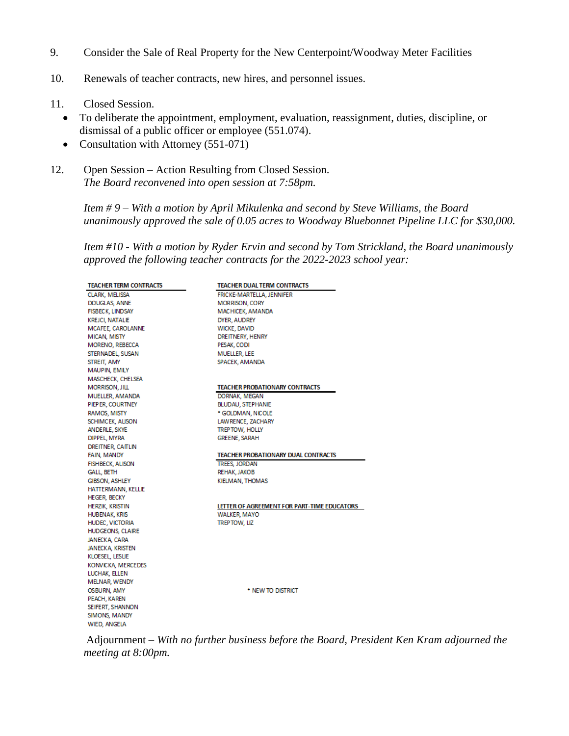9. Consider the Sale of Real Property for the New Centerpoint/Woodway Meter Facilities

10. Renewals of teacher contracts, new hires, and personnel issues.

11. Closed Session.
    - To deliberate the appointment, employment, evaluation, reassignment, duties, discipline, or dismissal of a public officer or employee (551.074).
    - Consultation with Attorney (551-071)

12. Open Session – Action Resulting from Closed Session.
    *The Board reconvened into open session at 7:58pm.*

    *Item # 9 – With a motion by April Mikulenka and second by Steve Williams, the Board unanimously approved the sale of 0.05 acres to Woodway Bluebonnet Pipeline LLC for $30,000.*

    *Item #10 - With a motion by Ryder Ervin and second by Tom Strickland, the Board unanimously approved the following teacher contracts for the 2022-2023 school year:*

**TEACHER TERM CONTRACTS**

CLARK, MELISSA
DOUGLAS, ANNE
FISBECK, LINDSAY
KREJCI, NATALIE
MCAFEE, CAROLANNE
MICAN, MISTY
MORENO, REBECCA
STERNADEL, SUSAN
STREIT, AMY
MAUPIN, EMILY
MASCHECK, CHELSEA
MORRISON, JILL
MUELLER, AMANDA
PIEPER, COURTNEY
RAMOS, MISTY
SCHIMCEK, ALISON
ANDERLE, SKYE
DIPPEL, MYRA
DREITNER, CAITLIN
FAIN, MANDY
FISHBECK, ALISON
GALL, BETH
GIBSON, ASHLEY
HATTERMANN, KELLIE
HEGER, BECKY
HERZIK, KRISTIN
HUBENAK, KRIS
HUDEC, VICTORIA
HUDGEONS, CLAIRE
JANECKA, CARA
JANECKA, KRISTEN
KLOESEL, LESLIE
KONVICKA, MERCEDES
LUCHAK, ELLEN
MELNAR, WENDY
OSBURN, AMY
PEACH, KAREN
SEIFERT, SHANNON
SIMONS, MANDY
WIED, ANGELA

**TEACHER DUAL TERM CONTRACTS**

FRICKE-MARTELLA, JENNIFER
MORRISON, CORY
MACHICEK, AMANDA
DYER, AUDREY
WICKE, DAVID
DREITNERY, HENRY
PESAK, CODI
MUELLER, LEE
SPACEK, AMANDA

**TEACHER PROBATIONARY CONTRACTS**

DORNAK, MEGAN
BLUDAU, STEPHANIE
* GOLDMAN, NICOLE
LAWRENCE, ZACHARY
TREPTOW, HOLLY
GREENE, SARAH

**TEACHER PROBATIONARY DUAL CONTRACTS**

TREES, JORDAN
REHAK, JAKOB
KIELMAN, THOMAS

**LETTER OF AGREEMENT FOR PART-TIME EDUCATORS**

WALKER, MAYO
TREPTOW, LIZ

* NEW TO DISTRICT

Adjournment – *With no further business before the Board, President Ken Kram adjourned the meeting at 8:00pm.*